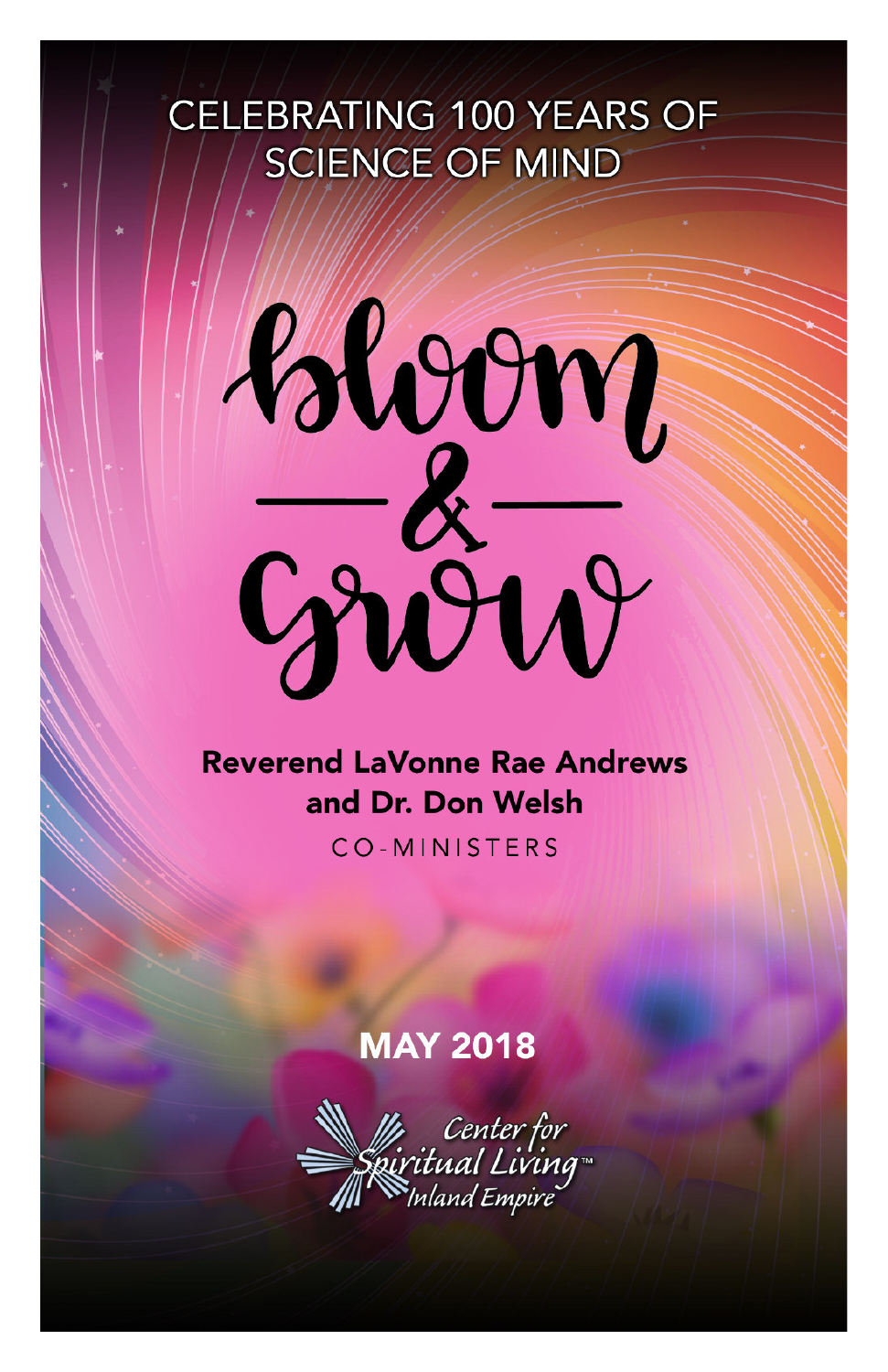CELEBRATING 100 YEARS OF SCIENCE OF MIND

# bloom & grow

**Reverend LaVonne Rae Andrews and Dr. Don Welsh**

CO-MINISTERS

**MAY 2018**

Center for Spiritual Living™ Inland Empire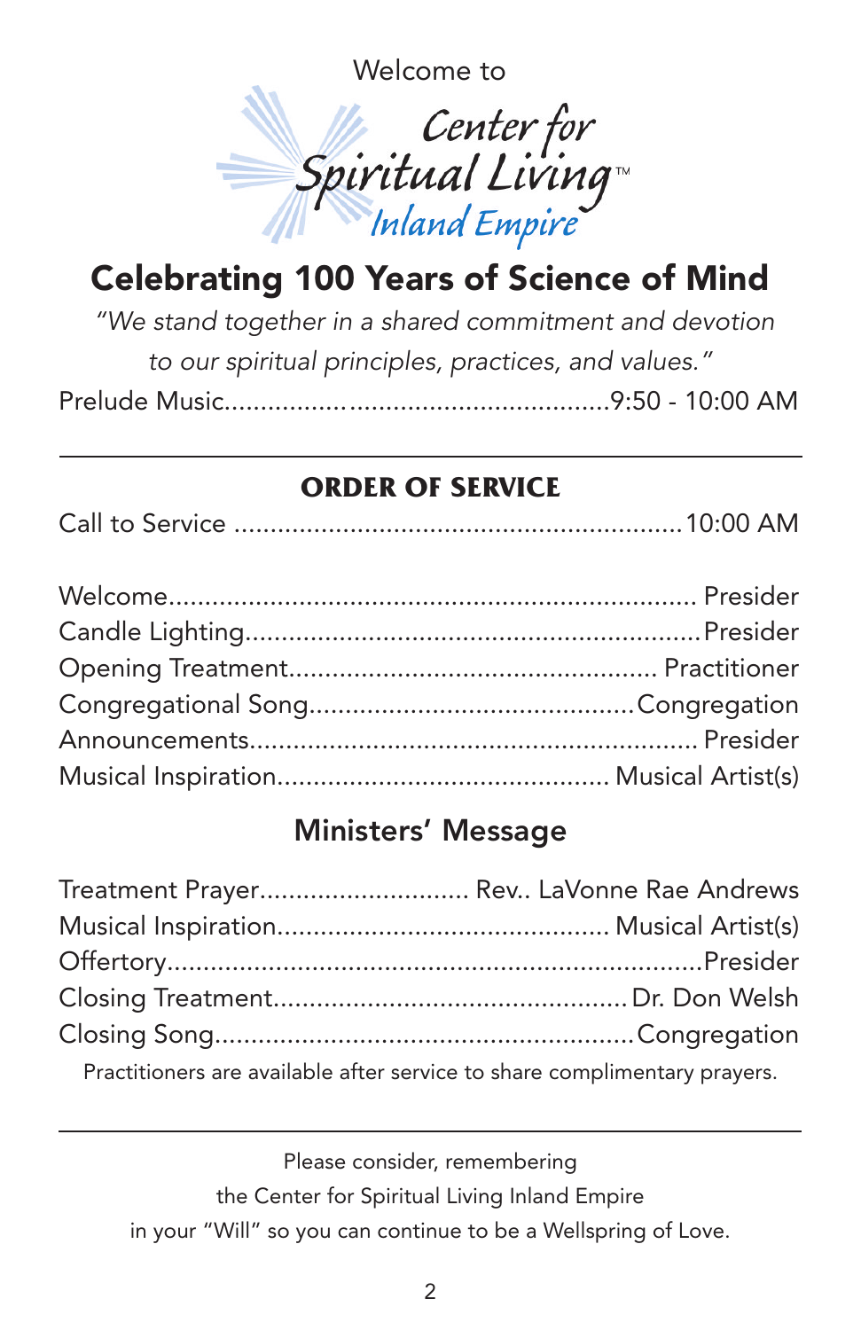Welcome to

Center for Spiritual Living™ Inland Empire

# Celebrating 100 Years of Science of Mind

*"We stand together in a shared commitment and devotion to our spiritual principles, practices, and values."*

Prelude Music.................................................9:50 - 10:00 AM

---

## ORDER OF SERVICE

Call to Service ...........................................................10:00 AM

Welcome....................................................................... Presider
Candle Lighting.............................................................Presider
Opening Treatment.................................................. Practitioner
Congregational Song...........................................Congregation
Announcements............................................................ Presider
Musical Inspiration............................................. Musical Artist(s)

## Ministers' Message

Treatment Prayer............................ Rev.. LaVonne Rae Andrews
Musical Inspiration............................................. Musical Artist(s)
Offertory.........................................................................Presider
Closing Treatment................................................Dr. Don Welsh
Closing Song.......................................................Congregation

Practitioners are available after service to share complimentary prayers.

---

Please consider, remembering the Center for Spiritual Living Inland Empire in your "Will" so you can continue to be a Wellspring of Love.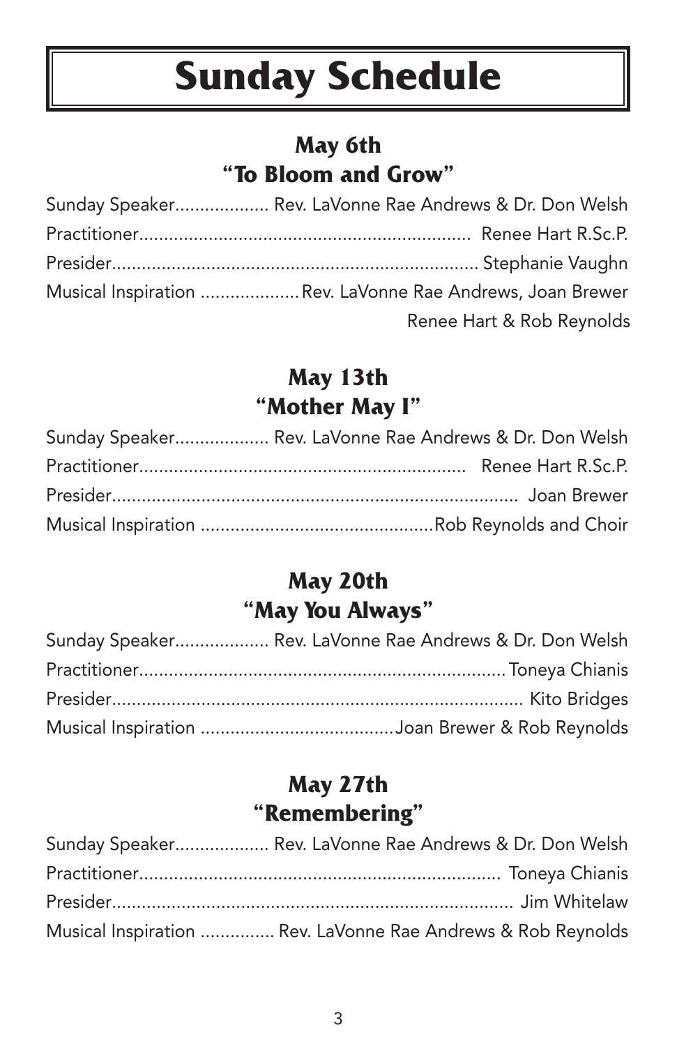# Sunday Schedule

## May 6th
## "To Bloom and Grow"

Sunday Speaker.................. Rev. LaVonne Rae Andrews & Dr. Don Welsh
Practitioner................................................................. Renee Hart R.Sc.P.
Presider........................................................................ Stephanie Vaughn
Musical Inspiration ....................Rev. LaVonne Rae Andrews, Joan Brewer
Renee Hart & Rob Reynolds

## May 13th
## "Mother May I"

Sunday Speaker.................. Rev. LaVonne Rae Andrews & Dr. Don Welsh
Practitioner................................................................. Renee Hart R.Sc.P.
Presider................................................................................. Joan Brewer
Musical Inspiration ..............................................Rob Reynolds and Choir

## May 20th
## "May You Always"

Sunday Speaker.................. Rev. LaVonne Rae Andrews & Dr. Don Welsh
Practitioner.........................................................................Toneya Chianis
Presider.................................................................................. Kito Bridges
Musical Inspiration .......................................Joan Brewer & Rob Reynolds

## May 27th
## "Remembering"

Sunday Speaker.................. Rev. LaVonne Rae Andrews & Dr. Don Welsh
Practitioner........................................................................ Toneya Chianis
Presider................................................................................ Jim Whitelaw
Musical Inspiration ............... Rev. LaVonne Rae Andrews & Rob Reynolds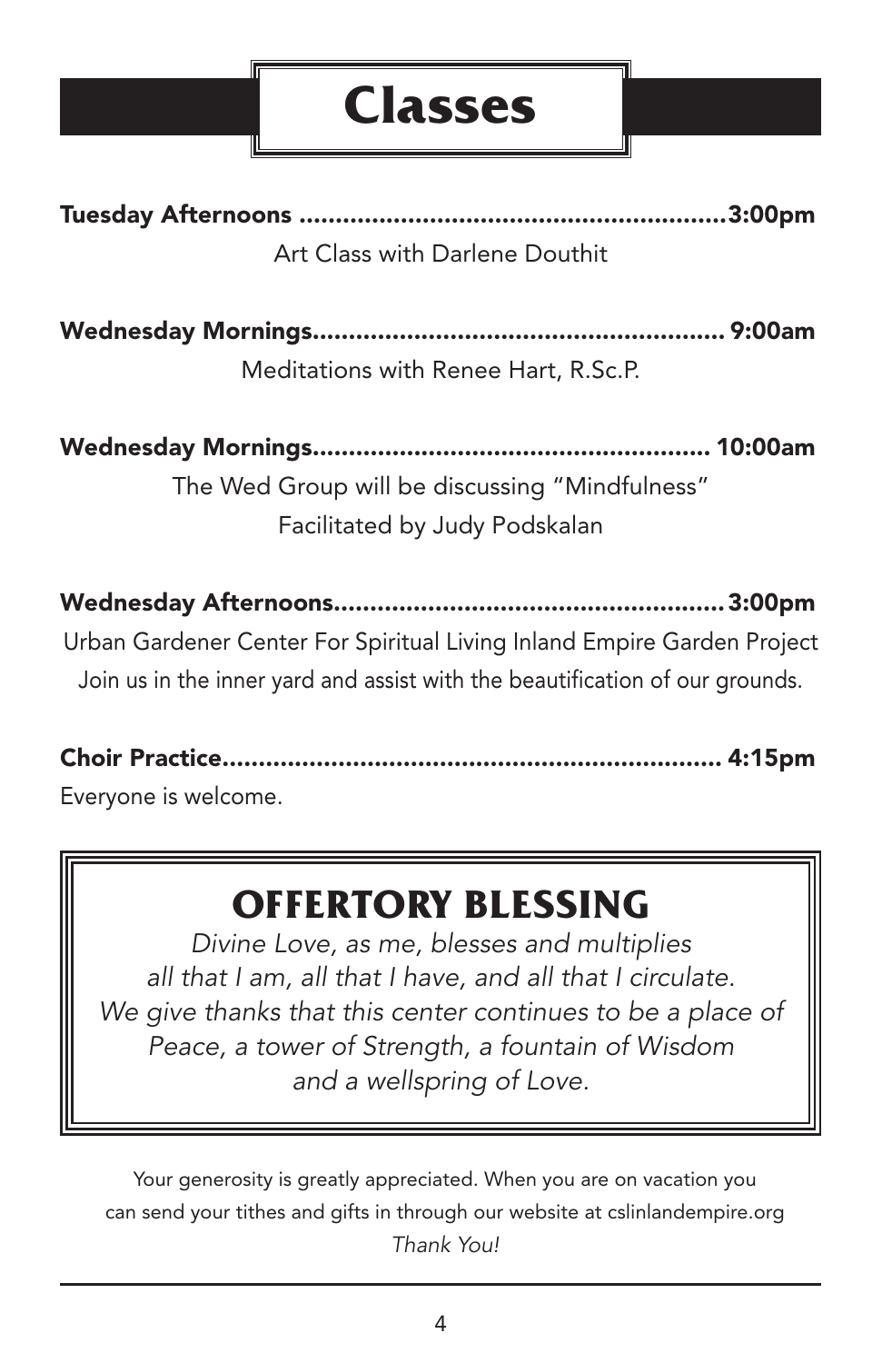# Classes

**Tuesday Afternoons ........................................................3:00pm**

Art Class with Darlene Douthit

**Wednesday Mornings...................................................... 9:00am**

Meditations with Renee Hart, R.Sc.P.

**Wednesday Mornings..................................................... 10:00am**

The Wed Group will be discussing "Mindfulness"
Facilitated by Judy Podskalan

**Wednesday Afternoons....................................................3:00pm**

Urban Gardener Center For Spiritual Living Inland Empire Garden Project
Join us in the inner yard and assist with the beautification of our grounds.

**Choir Practice.................................................................. 4:15pm**

Everyone is welcome.

## OFFERTORY BLESSING

*Divine Love, as me, blesses and multiplies*
*all that I am, all that I have, and all that I circulate.*
*We give thanks that this center continues to be a place of*
*Peace, a tower of Strength, a fountain of Wisdom*
*and a wellspring of Love.*

Your generosity is greatly appreciated. When you are on vacation you can send your tithes and gifts in through our website at cslinlandempire.org
*Thank You!*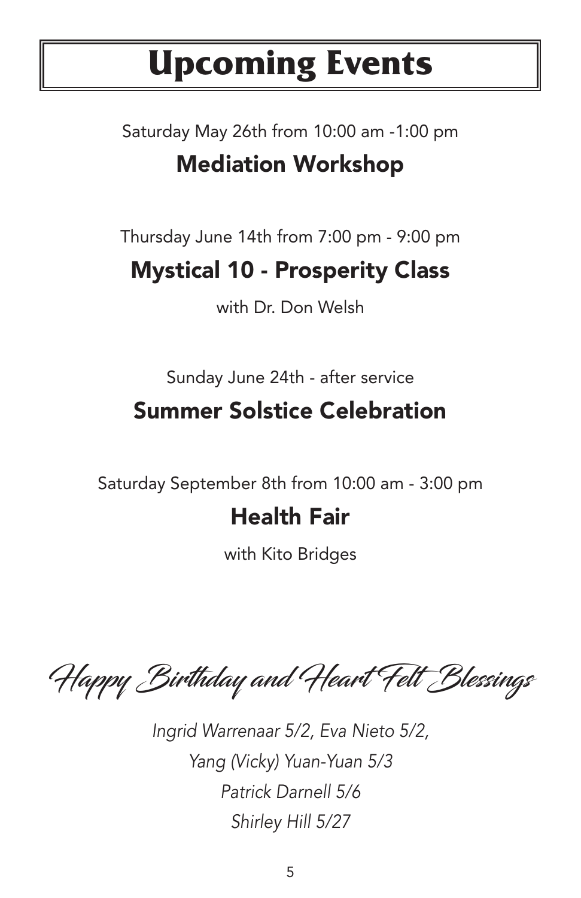# Upcoming Events

Saturday May 26th from 10:00 am -1:00 pm

## Mediation Workshop

Thursday June 14th from 7:00 pm - 9:00 pm

## Mystical 10 - Prosperity Class

with Dr. Don Welsh

Sunday June 24th - after service

## Summer Solstice Celebration

Saturday September 8th from 10:00 am - 3:00 pm

## Health Fair

with Kito Bridges

## Happy Birthday and Heart Felt Blessings

*Ingrid Warrenaar 5/2, Eva Nieto 5/2,*

*Yang (Vicky) Yuan-Yuan 5/3*

*Patrick Darnell 5/6*

*Shirley Hill 5/27*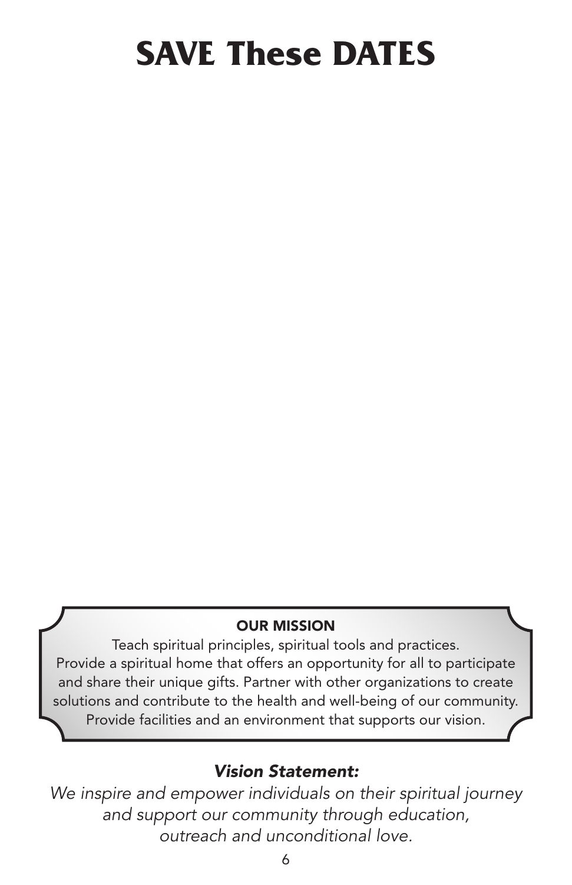# SAVE These DATES

**OUR MISSION**

Teach spiritual principles, spiritual tools and practices. Provide a spiritual home that offers an opportunity for all to participate and share their unique gifts. Partner with other organizations to create solutions and contribute to the health and well-being of our community. Provide facilities and an environment that supports our vision.

***Vision Statement:***

*We inspire and empower individuals on their spiritual journey and support our community through education, outreach and unconditional love.*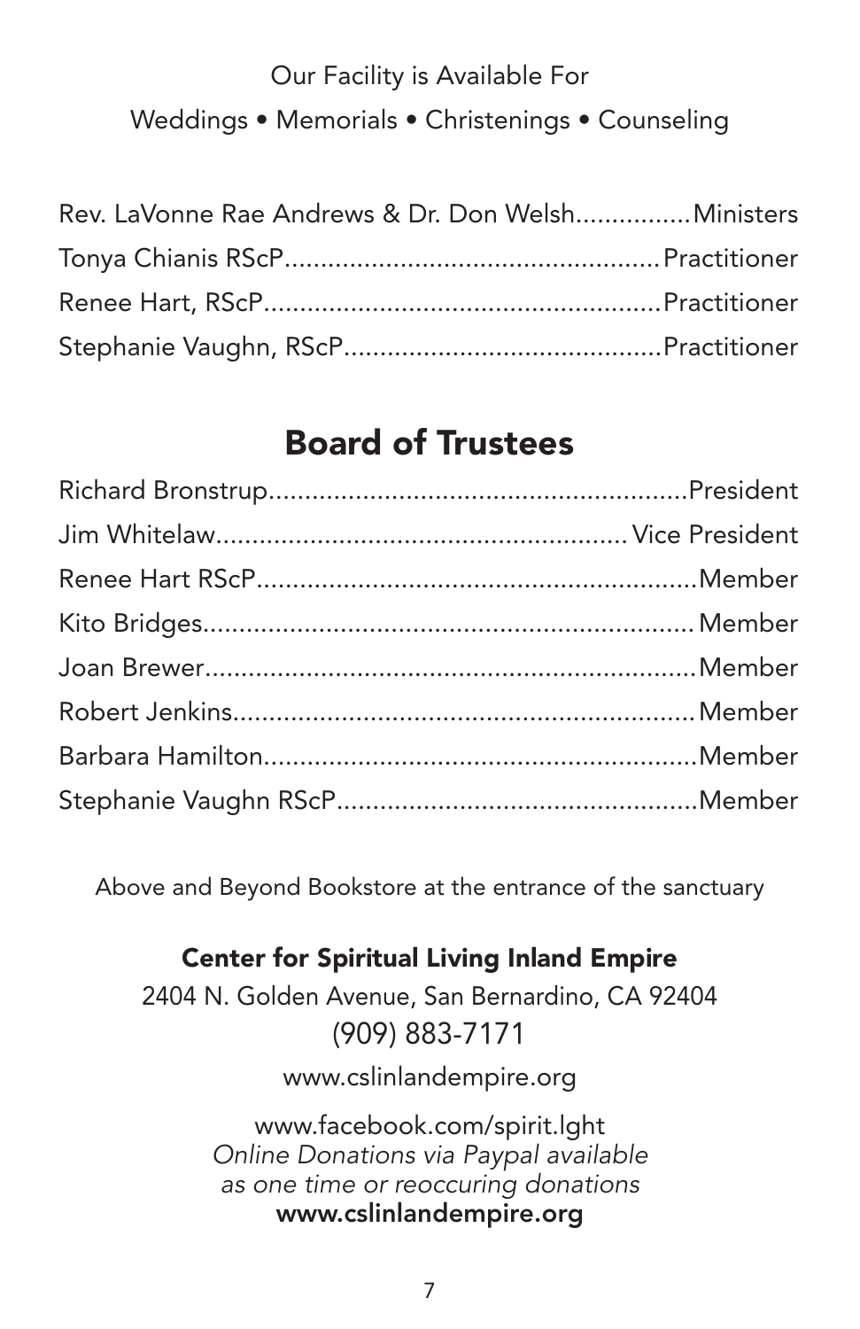Our Facility is Available For

Weddings • Memorials • Christenings • Counseling

Rev. LaVonne Rae Andrews & Dr. Don Welsh................Ministers
Tonya Chianis RScP....................................................Practitioner
Renee Hart, RScP.......................................................Practitioner
Stephanie Vaughn, RScP............................................Practitioner

## Board of Trustees

Richard Bronstrup..........................................................President
Jim Whitelaw........................................................ Vice President
Renee Hart RScP.............................................................Member
Kito Bridges................................................................... Member
Joan Brewer.....................................................................Member
Robert Jenkins.................................................................Member
Barbara Hamilton............................................................Member
Stephanie Vaughn RScP..................................................Member

Above and Beyond Bookstore at the entrance of the sanctuary

**Center for Spiritual Living Inland Empire**

2404 N. Golden Avenue, San Bernardino, CA 92404

(909) 883-7171

www.cslinlandempire.org

www.facebook.com/spirit.lght

*Online Donations via Paypal available as one time or reoccuring donations*

**www.cslinlandempire.org**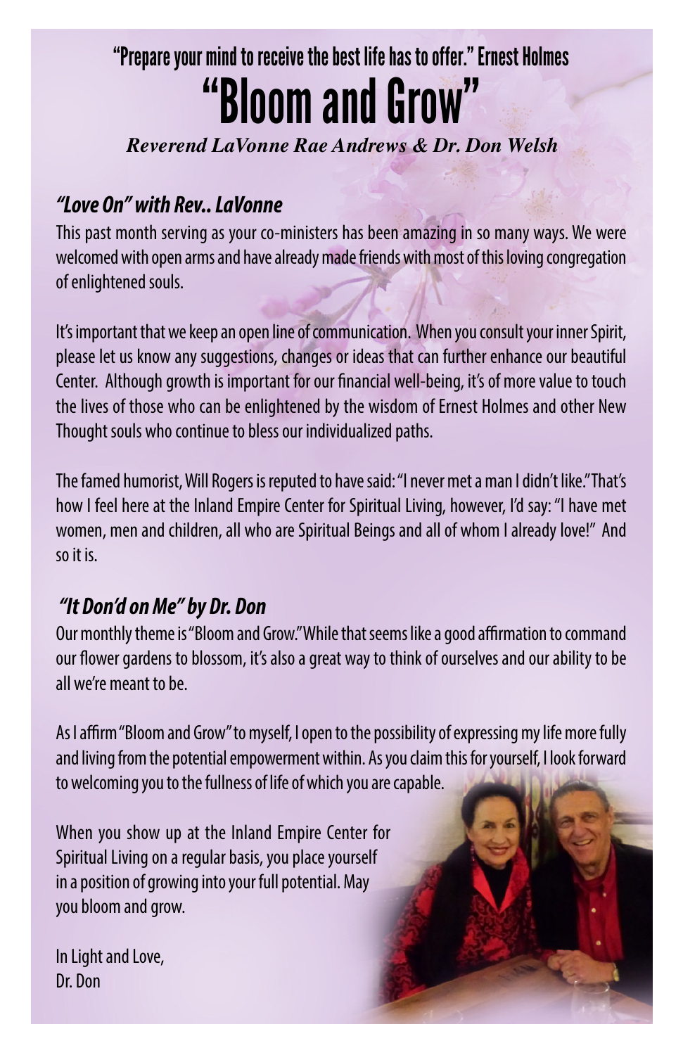"Prepare your mind to receive the best life has to offer." Ernest Holmes

# "Bloom and Grow"

*Reverend LaVonne Rae Andrews & Dr. Don Welsh*

## *"Love On" with Rev.. LaVonne*

This past month serving as your co-ministers has been amazing in so many ways. We were welcomed with open arms and have already made friends with most of this loving congregation of enlightened souls.

It's important that we keep an open line of communication. When you consult your inner Spirit, please let us know any suggestions, changes or ideas that can further enhance our beautiful Center. Although growth is important for our financial well-being, it's of more value to touch the lives of those who can be enlightened by the wisdom of Ernest Holmes and other New Thought souls who continue to bless our individualized paths.

The famed humorist, Will Rogers is reputed to have said: "I never met a man I didn't like." That's how I feel here at the Inland Empire Center for Spiritual Living, however, I'd say: "I have met women, men and children, all who are Spiritual Beings and all of whom I already love!" And so it is.

## *"It Don'd on Me" by Dr. Don*

Our monthly theme is "Bloom and Grow." While that seems like a good affirmation to command our flower gardens to blossom, it's also a great way to think of ourselves and our ability to be all we're meant to be.

As I affirm "Bloom and Grow" to myself, I open to the possibility of expressing my life more fully and living from the potential empowerment within. As you claim this for yourself, I look forward to welcoming you to the fullness of life of which you are capable.

When you show up at the Inland Empire Center for Spiritual Living on a regular basis, you place yourself in a position of growing into your full potential. May you bloom and grow.

In Light and Love,
Dr. Don